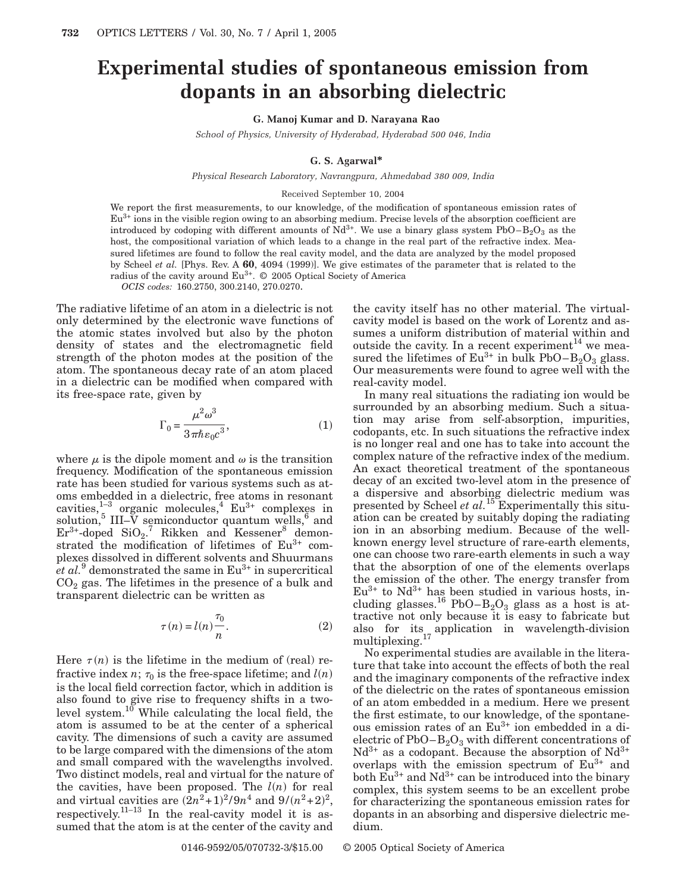# Experimental studies of spontaneous emission from dopants in an absorbing dielectric

**G. Manoj Kumar and D. Narayana Rao**

*School of Physics, University of Hyderabad, Hyderabad 500 046, India*

**G. S. Agarwal***

*Physical Research Laboratory, Navrangpura, Ahmedabad 380 009, India*

Received September 10, 2004

We report the first measurements, to our knowledge, of the modification of spontaneous emission rates of $Eu^{3+}$ ions in the visible region owing to an absorbing medium. Precise levels of the absorption coefficient are introduced by codoping with different amounts of $Nd^{3+}$. We use a binary glass system $PbO-B_2O_3$ as the host, the compositional variation of which leads to a change in the real part of the refractive index. Measured lifetimes are found to follow the real cavity model, and the data are analyzed by the model proposed by Scheel *et al.* [Phys. Rev. A **60**, 4094 (1999)]. We give estimates of the parameter that is related to the radius of the cavity around $Eu^{3+}$. © 2005 Optical Society of America

*OCIS codes:* 160.2750, 300.2140, 270.0270.

The radiative lifetime of an atom in a dielectric is not only determined by the electronic wave functions of the atomic states involved but also by the photon density of states and the electromagnetic field strength of the photon modes at the position of the atom. The spontaneous decay rate of an atom placed in a dielectric can be modified when compared with its free-space rate, given by

$$\Gamma_0 = \frac{\mu^2 \omega^3}{3\pi\hbar\varepsilon_0 c^3}, \qquad (1)$$

where $\mu$ is the dipole moment and $\omega$ is the transition frequency. Modification of the spontaneous emission rate has been studied for various systems such as atoms embedded in a dielectric, free atoms in resonant cavities,[1–3] organic molecules,[4] $Eu^{3+}$ complexes in solution,[5] III–V semiconductor quantum wells,[6] and $Er^{3+}$-doped $SiO_2$.[7] Rikken and Kessener[8] demonstrated the modification of lifetimes of $Eu^{3+}$ complexes dissolved in different solvents and Shuurmans *et al.*[9] demonstrated the same in $Eu^{3+}$ in supercritical $CO_2$ gas. The lifetimes in the presence of a bulk and transparent dielectric can be written as

$$\tau(n) = l(n)\frac{\tau_0}{n}. \qquad (2)$$

Here $\tau(n)$ is the lifetime in the medium of (real) refractive index $n$; $\tau_0$ is the free-space lifetime; and $l(n)$ is the local field correction factor, which in addition is also found to give rise to frequency shifts in a two-level system.[10] While calculating the local field, the atom is assumed to be at the center of a spherical cavity. The dimensions of such a cavity are assumed to be large compared with the dimensions of the atom and small compared with the wavelengths involved. Two distinct models, real and virtual for the nature of the cavities, have been proposed. The $l(n)$ for real and virtual cavities are $(2n^2+1)^2/9n^4$ and $9/(n^2+2)^2$, respectively.[11–13] In the real-cavity model it is assumed that the atom is at the center of the cavity and the cavity itself has no other material. The virtual-cavity model is based on the work of Lorentz and assumes a uniform distribution of material within and outside the cavity. In a recent experiment[14] we measured the lifetimes of $Eu^{3+}$ in bulk $PbO-B_2O_3$ glass. Our measurements were found to agree well with the real-cavity model.

In many real situations the radiating ion would be surrounded by an absorbing medium. Such a situation may arise from self-absorption, impurities, codopants, etc. In such situations the refractive index is no longer real and one has to take into account the complex nature of the refractive index of the medium. An exact theoretical treatment of the spontaneous decay of an excited two-level atom in the presence of a dispersive and absorbing dielectric medium was presented by Scheel *et al.*[15] Experimentally this situation can be created by suitably doping the radiating ion in an absorbing medium. Because of the well-known energy level structure of rare-earth elements, one can choose two rare-earth elements in such a way that the absorption of one of the elements overlaps the emission of the other. The energy transfer from $Eu^{3+}$ to $Nd^{3+}$ has been studied in various hosts, including glasses.[16] $PbO-B_2O_3$ glass as a host is attractive not only because it is easy to fabricate but also for its application in wavelength-division multiplexing.[17]

No experimental studies are available in the literature that take into account the effects of both the real and the imaginary components of the refractive index of the dielectric on the rates of spontaneous emission of an atom embedded in a medium. Here we present the first estimate, to our knowledge, of the spontaneous emission rates of an $Eu^{3+}$ ion embedded in a dielectric of $PbO-B_2O_3$ with different concentrations of $Nd^{3+}$ as a codopant. Because the absorption of $Nd^{3+}$ overlaps with the emission spectrum of $Eu^{3+}$ and both $Eu^{3+}$ and $Nd^{3+}$ can be introduced into the binary complex, this system seems to be an excellent probe for characterizing the spontaneous emission rates for dopants in an absorbing and dispersive dielectric medium.

0146-9592/05/070732-3/$15.00 © 2005 Optical Society of America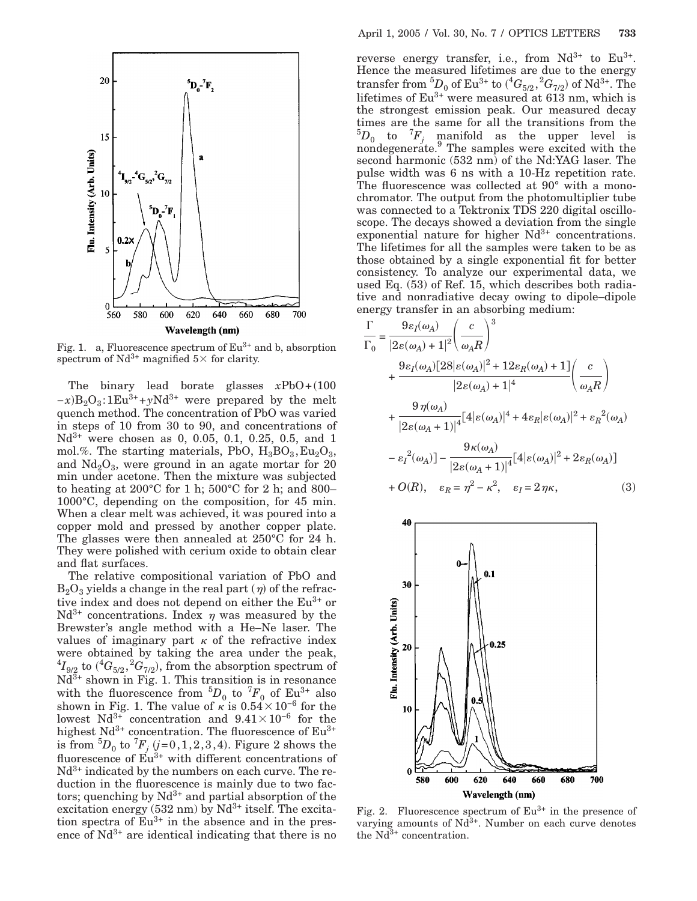Fig. 1. a, Fluorescence spectrum of $Eu^{3+}$ and b, absorption spectrum of $Nd^{3+}$ magnified 5× for clarity.

The binary lead borate glasses $x$PbO+(100 $-x$)$B_2O_3$:1$Eu^{3+}$+$y$$Nd^{3+}$ were prepared by the melt quench method. The concentration of PbO was varied in steps of 10 from 30 to 90, and concentrations of $Nd^{3+}$ were chosen as 0, 0.05, 0.1, 0.25, 0.5, and 1 mol.%. The starting materials, PbO, $H_3BO_3$, $Eu_2O_3$, and $Nd_2O_3$, were ground in an agate mortar for 20 min under acetone. Then the mixture was subjected to heating at 200°C for 1 h; 500°C for 2 h; and 800–1000°C, depending on the composition, for 45 min. When a clear melt was achieved, it was poured into a copper mold and pressed by another copper plate. The glasses were then annealed at 250°C for 24 h. They were polished with cerium oxide to obtain clear and flat surfaces.

The relative compositional variation of PbO and $B_2O_3$ yields a change in the real part ($\eta$) of the refractive index and does not depend on either the $Eu^{3+}$ or $Nd^{3+}$ concentrations. Index $\eta$ was measured by the Brewster's angle method with a He–Ne laser. The values of imaginary part $\kappa$ of the refractive index were obtained by taking the area under the peak, $^4I_{9/2}$ to ($^4G_{5/2}$, $^2G_{7/2}$), from the absorption spectrum of $Nd^{3+}$ shown in Fig. 1. This transition is in resonance with the fluorescence from $^5D_0$ to $^7F_0$ of $Eu^{3+}$ also shown in Fig. 1. The value of $\kappa$ is $0.54\times10^{-6}$ for the lowest $Nd^{3+}$ concentration and $9.41\times10^{-6}$ for the highest $Nd^{3+}$ concentration. The fluorescence of $Eu^{3+}$ is from $^5D_0$ to $^7F_j$ ($j$=0,1,2,3,4). Figure 2 shows the fluorescence of $Eu^{3+}$ with different concentrations of $Nd^{3+}$ indicated by the numbers on each curve. The reduction in the fluorescence is mainly due to two factors; quenching by $Nd^{3+}$ and partial absorption of the excitation energy (532 nm) by $Nd^{3+}$ itself. The excitation spectra of $Eu^{3+}$ in the absence and in the presence of $Nd^{3+}$ are identical indicating that there is no reverse energy transfer, i.e., from $Nd^{3+}$ to $Eu^{3+}$. Hence the measured lifetimes are due to the energy transfer from $^5D_0$ of $Eu^{3+}$ to ($^4G_{5/2}$, $^2G_{7/2}$) of $Nd^{3+}$. The lifetimes of $Eu^{3+}$ were measured at 613 nm, which is the strongest emission peak. Our measured decay times are the same for all the transitions from the $^5D_0$ to $^7F_j$ manifold as the upper level is nondegenerate.[9] The samples were excited with the second harmonic (532 nm) of the Nd:YAG laser. The pulse width was 6 ns with a 10-Hz repetition rate. The fluorescence was collected at 90° with a monochromator. The output from the photomultiplier tube was connected to a Tektronix TDS 220 digital oscilloscope. The decays showed a deviation from the single exponential nature for higher $Nd^{3+}$ concentrations. The lifetimes for all the samples were taken to be as those obtained by a single exponential fit for better consistency. To analyze our experimental data, we used Eq. (53) of Ref. 15, which describes both radiative and nonradiative decay owing to dipole–dipole energy transfer in an absorbing medium:

$$\frac{\Gamma}{\Gamma_0} = \frac{9\varepsilon_I(\omega_A)}{|2\varepsilon(\omega_A)+1|^2}\left(\frac{c}{\omega_A R}\right)^3 + \frac{9\varepsilon_I(\omega_A)[28|\varepsilon(\omega_A)|^2+12\varepsilon_R(\omega_A)+1]}{|2\varepsilon(\omega_A)+1|^4}\left(\frac{c}{\omega_A R}\right) + \frac{9\eta(\omega_A)}{|2\varepsilon(\omega_A+1)|^4}[4|\varepsilon(\omega_A)|^4+4\varepsilon_R|\varepsilon(\omega_A)|^2+\varepsilon_R{}^2(\omega_A) - \varepsilon_I{}^2(\omega_A)] - \frac{9\kappa(\omega_A)}{|2\varepsilon(\omega_A+1)|^4}[4|\varepsilon(\omega_A)|^2+2\varepsilon_R(\omega_A)] + O(R), \quad \varepsilon_R=\eta^2-\kappa^2, \quad \varepsilon_I=2\eta\kappa, \tag{3}$$

Fig. 2. Fluorescence spectrum of $Eu^{3+}$ in the presence of varying amounts of $Nd^{3+}$. Number on each curve denotes the $Nd^{3+}$ concentration.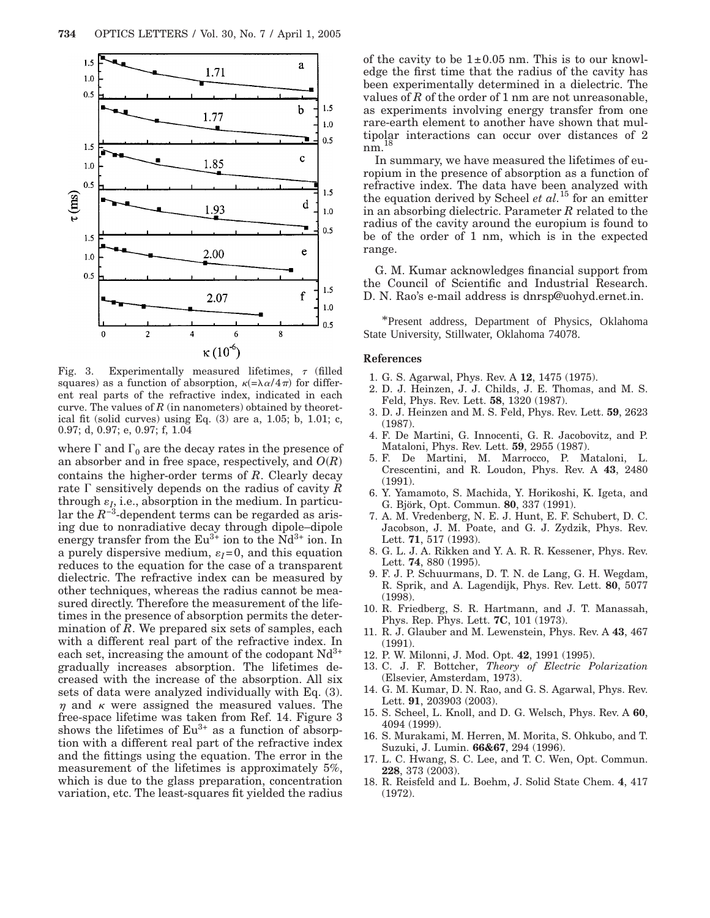1.5
1.0
0.5
1.71
a
1.5
1.0
0.5
1.77
b
1.5
1.0
0.5
1.85
c
1.5
1.0
0.5
1.93
d
1.5
1.0
0.5
2.00
e
1.5
1.0
0.5
2.07
f
τ (ms)
0 2 4 6 8
κ (10⁻⁶)

Fig. 3. Experimentally measured lifetimes, $\tau$ (filled squares) as a function of absorption, $\kappa(=\lambda\alpha/4\pi)$ for different real parts of the refractive index, indicated in each curve. The values of $R$ (in nanometers) obtained by theoretical fit (solid curves) using Eq. (3) are a, 1.05; b, 1.01; c, 0.97; d, 0.97; e, 0.97; f, 1.04

where $\Gamma$ and $\Gamma_0$ are the decay rates in the presence of an absorber and in free space, respectively, and $O(R)$ contains the higher-order terms of $R$. Clearly decay rate $\Gamma$ sensitively depends on the radius of cavity $R$ through $\varepsilon_I$, i.e., absorption in the medium. In particular the $R^{-3}$-dependent terms can be regarded as arising due to nonradiative decay through dipole–dipole energy transfer from the $Eu^{3+}$ ion to the $Nd^{3+}$ ion. In a purely dispersive medium, $\varepsilon_I=0$, and this equation reduces to the equation for the case of a transparent dielectric. The refractive index can be measured by other techniques, whereas the radius cannot be measured directly. Therefore the measurement of the lifetimes in the presence of absorption permits the determination of $R$. We prepared six sets of samples, each with a different real part of the refractive index. In each set, increasing the amount of the codopant $Nd^{3+}$ gradually increases absorption. The lifetimes decreased with the increase of the absorption. All six sets of data were analyzed individually with Eq. (3). $\eta$ and $\kappa$ were assigned the measured values. The free-space lifetime was taken from Ref. 14. Figure 3 shows the lifetimes of $Eu^{3+}$ as a function of absorption with a different real part of the refractive index and the fittings using the equation. The error in the measurement of the lifetimes is approximately 5%, which is due to the glass preparation, concentration variation, etc. The least-squares fit yielded the radius of the cavity to be $1\pm0.05$ nm. This is to our knowledge the first time that the radius of the cavity has been experimentally determined in a dielectric. The values of $R$ of the order of 1 nm are not unreasonable, as experiments involving energy transfer from one rare-earth element to another have shown that multipolar interactions can occur over distances of 2 nm.[18]

In summary, we have measured the lifetimes of europium in the presence of absorption as a function of refractive index. The data have been analyzed with the equation derived by Scheel *et al.*[15] for an emitter in an absorbing dielectric. Parameter $R$ related to the radius of the cavity around the europium is found to be of the order of 1 nm, which is in the expected range.

G. M. Kumar acknowledges financial support from the Council of Scientific and Industrial Research. D. N. Rao's e-mail address is dnrsp@uohyd.ernet.in.

*Present address, Department of Physics, Oklahoma State University, Stillwater, Oklahoma 74078.

## References

1. G. S. Agarwal, Phys. Rev. A **12**, 1475 (1975).
2. D. J. Heinzen, J. J. Childs, J. E. Thomas, and M. S. Feld, Phys. Rev. Lett. **58**, 1320 (1987).
3. D. J. Heinzen and M. S. Feld, Phys. Rev. Lett. **59**, 2623 (1987).
4. F. De Martini, G. Innocenti, G. R. Jacobovitz, and P. Mataloni, Phys. Rev. Lett. **59**, 2955 (1987).
5. F. De Martini, M. Marrocco, P. Mataloni, L. Crescentini, and R. Loudon, Phys. Rev. A **43**, 2480 (1991).
6. Y. Yamamoto, S. Machida, Y. Horikoshi, K. Igeta, and G. Björk, Opt. Commun. **80**, 337 (1991).
7. A. M. Vredenberg, N. E. J. Hunt, E. F. Schubert, D. C. Jacobson, J. M. Poate, and G. J. Zydzik, Phys. Rev. Lett. **71**, 517 (1993).
8. G. L. J. A. Rikken and Y. A. R. R. Kessener, Phys. Rev. Lett. **74**, 880 (1995).
9. F. J. P. Schuurmans, D. T. N. de Lang, G. H. Wegdam, R. Sprik, and A. Lagendijk, Phys. Rev. Lett. **80**, 5077 (1998).
10. R. Friedberg, S. R. Hartmann, and J. T. Manassah, Phys. Rep. Phys. Lett. **7C**, 101 (1973).
11. R. J. Glauber and M. Lewenstein, Phys. Rev. A **43**, 467 (1991).
12. P. W. Milonni, J. Mod. Opt. **42**, 1991 (1995).
13. C. J. F. Bottcher, *Theory of Electric Polarization* (Elsevier, Amsterdam, 1973).
14. G. M. Kumar, D. N. Rao, and G. S. Agarwal, Phys. Rev. Lett. **91**, 203903 (2003).
15. S. Scheel, L. Knoll, and D. G. Welsch, Phys. Rev. A **60**, 4094 (1999).
16. S. Murakami, M. Herren, M. Morita, S. Ohkubo, and T. Suzuki, J. Lumin. **66&67**, 294 (1996).
17. L. C. Hwang, S. C. Lee, and T. C. Wen, Opt. Commun. **228**, 373 (2003).
18. R. Reisfeld and L. Boehm, J. Solid State Chem. **4**, 417 (1972).